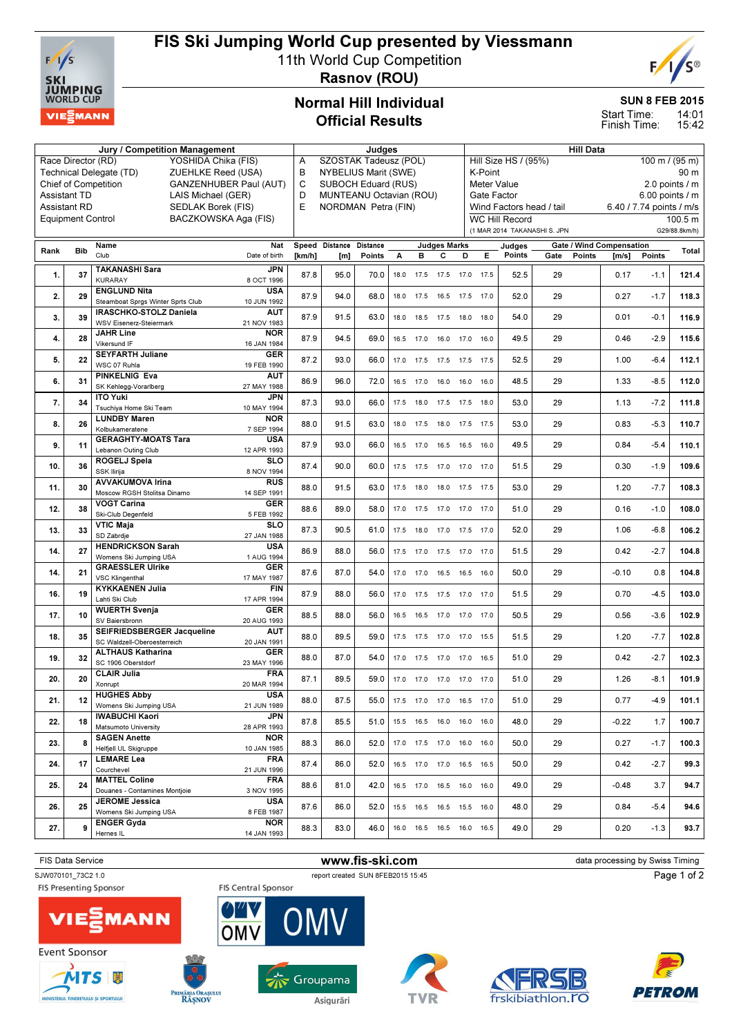# FIS Ski Jumping World Cup presented by Viessmann

11th World Cup Competition

**Rasnov (ROU)**

## Normal Hill Individual
## Official Results

**SUN 8 FEB 2015**

Start Time: 14:01
Finish Time: 15:42

| Jury / Competition Management | | Judges | | Hill Data | |
|---|---|---|---|---|---|
| Race Director (RD) | YOSHIDA Chika (FIS) | A | SZOSTAK Tadeusz (POL) | Hill Size HS / (95%) | 100 m / (95 m) |
| Technical Delegate (TD) | ZUEHLKE Reed (USA) | B | NYBELIUS Marit (SWE) | K-Point | 90 m |
| Chief of Competition | GANZENHUBER Paul (AUT) | C | SUBOCH Eduard (RUS) | Meter Value | 2.0 points / m |
| Assistant TD | LAIS Michael (GER) | D | MUNTEANU Octavian (ROU) | Gate Factor | 6.00 points / m |
| Assistant RD | SEDLAK Borek (FIS) | E | NORDMAN Petra (FIN) | Wind Factors head / tail | 6.40 / 7.74 points / m/s |
| Equipment Control | BACZKOWSKA Aga (FIS) | | | WC Hill Record | 100.5 m |
| | | | | (1 MAR 2014 TAKANASHI S. JPN | G29/88.8km/h) |

| Rank | Bib | Name / Club | Nat / Date of birth | Speed [km/h] | Distance [m] | Distance Points | A | B | C | D | E | Judges Points | Gate | Gate Points | Wind [m/s] | Wind Points | Total |
|---|---|---|---|---|---|---|---|---|---|---|---|---|---|---|---|---|---|
| 1. | 37 | TAKANASHI Sara / KURARAY | JPN / 8 OCT 1996 | 87.8 | 95.0 | 70.0 | 18.0 | 17.5 | 17.5 | 17.0 | 17.5 | 52.5 | 29 | | 0.17 | -1.1 | 121.4 |
| 2. | 29 | ENGLUND Nita / Steamboat Sprgs Winter Sprts Club | USA / 10 JUN 1992 | 87.9 | 94.0 | 68.0 | 18.0 | 17.5 | 16.5 | 17.5 | 17.0 | 52.0 | 29 | | 0.27 | -1.7 | 118.3 |
| 3. | 39 | IRASCHKO-STOLZ Daniela / WSV Eisenerz-Steiermark | AUT / 21 NOV 1983 | 87.9 | 91.5 | 63.0 | 18.0 | 18.5 | 17.5 | 18.0 | 18.0 | 54.0 | 29 | | 0.01 | -0.1 | 116.9 |
| 4. | 28 | JAHR Line / Vikersund IF | NOR / 16 JAN 1984 | 87.9 | 94.5 | 69.0 | 16.5 | 17.0 | 16.0 | 17.0 | 16.0 | 49.5 | 29 | | 0.46 | -2.9 | 115.6 |
| 5. | 22 | SEYFARTH Juliane / WSC 07 Ruhla | GER / 19 FEB 1990 | 87.2 | 93.0 | 66.0 | 17.0 | 17.5 | 17.5 | 17.5 | 17.5 | 52.5 | 29 | | 1.00 | -6.4 | 112.1 |
| 6. | 31 | PINKELNIG Eva / SK Kehlegg-Vorarlberg | AUT / 27 MAY 1988 | 86.9 | 96.0 | 72.0 | 16.5 | 17.0 | 16.0 | 16.0 | 16.0 | 48.5 | 29 | | 1.33 | -8.5 | 112.0 |
| 7. | 34 | ITO Yuki / Tsuchiya Home Ski Team | JPN / 10 MAY 1994 | 87.3 | 93.0 | 66.0 | 17.5 | 18.0 | 17.5 | 17.5 | 18.0 | 53.0 | 29 | | 1.13 | -7.2 | 111.8 |
| 8. | 26 | LUNDBY Maren / Kolbukameratene | NOR / 7 SEP 1994 | 88.0 | 91.5 | 63.0 | 18.0 | 17.5 | 18.0 | 17.5 | 17.5 | 53.0 | 29 | | 0.83 | -5.3 | 110.7 |
| 9. | 11 | GERAGHTY-MOATS Tara / Lebanon Outing Club | USA / 12 APR 1993 | 87.9 | 93.0 | 66.0 | 16.5 | 17.0 | 16.5 | 16.5 | 16.0 | 49.5 | 29 | | 0.84 | -5.4 | 110.1 |
| 10. | 36 | ROGELJ Spela / SSK Ilirija | SLO / 8 NOV 1994 | 87.4 | 90.0 | 60.0 | 17.5 | 17.5 | 17.0 | 17.0 | 17.0 | 51.5 | 29 | | 0.30 | -1.9 | 109.6 |
| 11. | 30 | AVVAKUMOVA Irina / Moscow RGSH Stolitsa Dinamo | RUS / 14 SEP 1991 | 88.0 | 91.5 | 63.0 | 17.5 | 18.0 | 18.0 | 17.5 | 17.5 | 53.0 | 29 | | 1.20 | -7.7 | 108.3 |
| 12. | 38 | VOGT Carina / Ski-Club Degenfeld | GER / 5 FEB 1992 | 88.6 | 89.0 | 58.0 | 17.0 | 17.5 | 17.0 | 17.0 | 17.0 | 51.0 | 29 | | 0.16 | -1.0 | 108.0 |
| 13. | 33 | VTIC Maja / SD Zabrdje | SLO / 27 JAN 1988 | 87.3 | 90.5 | 61.0 | 17.5 | 18.0 | 17.0 | 17.5 | 17.0 | 52.0 | 29 | | 1.06 | -6.8 | 106.2 |
| 14. | 27 | HENDRICKSON Sarah / Womens Ski Jumping USA | USA / 1 AUG 1994 | 86.9 | 88.0 | 56.0 | 17.5 | 17.0 | 17.5 | 17.0 | 17.0 | 51.5 | 29 | | 0.42 | -2.7 | 104.8 |
| 14. | 21 | GRAESSLER Ulrike / VSC Klingenthal | GER / 17 MAY 1987 | 87.6 | 87.0 | 54.0 | 17.0 | 17.0 | 16.5 | 16.5 | 16.0 | 50.0 | 29 | | -0.10 | 0.8 | 104.8 |
| 16. | 19 | KYKKAENEN Julia / Lahti Ski Club | FIN / 17 APR 1994 | 87.9 | 88.0 | 56.0 | 17.0 | 17.5 | 17.5 | 17.0 | 17.0 | 51.5 | 29 | | 0.70 | -4.5 | 103.0 |
| 17. | 10 | WUERTH Svenja / SV Baiersbronn | GER / 20 AUG 1993 | 88.5 | 88.0 | 56.0 | 16.5 | 16.5 | 17.0 | 17.0 | 17.0 | 50.5 | 29 | | 0.56 | -3.6 | 102.9 |
| 18. | 35 | SEIFRIEDSBERGER Jacqueline / SC Waldzell-Oberoesterreich | AUT / 20 JAN 1991 | 88.0 | 89.5 | 59.0 | 17.5 | 17.5 | 17.0 | 17.0 | 15.5 | 51.5 | 29 | | 1.20 | -7.7 | 102.8 |
| 19. | 32 | ALTHAUS Katharina / SC 1906 Oberstdorf | GER / 23 MAY 1996 | 88.0 | 87.0 | 54.0 | 17.0 | 17.5 | 17.0 | 17.0 | 16.5 | 51.0 | 29 | | 0.42 | -2.7 | 102.3 |
| 20. | 20 | CLAIR Julia / Xonrupt | FRA / 20 MAR 1994 | 87.1 | 89.5 | 59.0 | 17.0 | 17.0 | 17.0 | 17.0 | 17.0 | 51.0 | 29 | | 1.26 | -8.1 | 101.9 |
| 21. | 12 | HUGHES Abby / Womens Ski Jumping USA | USA / 21 JUN 1989 | 88.0 | 87.5 | 55.0 | 17.5 | 17.0 | 17.0 | 16.5 | 17.0 | 51.0 | 29 | | 0.77 | -4.9 | 101.1 |
| 22. | 18 | IWABUCHI Kaori / Matsumoto University | JPN / 28 APR 1993 | 87.8 | 85.5 | 51.0 | 15.5 | 16.5 | 16.0 | 16.0 | 16.0 | 48.0 | 29 | | -0.22 | 1.7 | 100.7 |
| 23. | 8 | SAGEN Anette / Helfjell UL Skigruppe | NOR / 10 JAN 1985 | 88.3 | 86.0 | 52.0 | 17.0 | 17.5 | 17.0 | 16.0 | 16.0 | 50.0 | 29 | | 0.27 | -1.7 | 100.3 |
| 24. | 17 | LEMARE Lea / Courchevel | FRA / 21 JUN 1996 | 87.4 | 86.0 | 52.0 | 16.5 | 17.0 | 17.0 | 16.5 | 16.5 | 50.0 | 29 | | 0.42 | -2.7 | 99.3 |
| 25. | 24 | MATTEL Coline / Douanes - Contamines Montjoie | FRA / 3 NOV 1995 | 88.6 | 81.0 | 42.0 | 16.5 | 17.0 | 16.5 | 16.0 | 16.0 | 49.0 | 29 | | -0.48 | 3.7 | 94.7 |
| 26. | 25 | JEROME Jessica / Womens Ski Jumping USA | USA / 8 FEB 1987 | 87.6 | 86.0 | 52.0 | 15.5 | 16.5 | 16.5 | 15.5 | 16.0 | 48.0 | 29 | | 0.84 | -5.4 | 94.6 |
| 27. | 9 | ENGER Gyda / Hernes IL | NOR / 14 JAN 1993 | 88.3 | 83.0 | 46.0 | 16.0 | 16.5 | 16.5 | 16.0 | 16.5 | 49.0 | 29 | | 0.20 | -1.3 | 93.7 |

FIS Data Service | www.fis-ski.com | data processing by Swiss Timing

SJW070101_73C2 1.0 | report created SUN 8FEB2015 15:45

FIS Presenting Sponsor | FIS Central Sponsor | Event Sponsor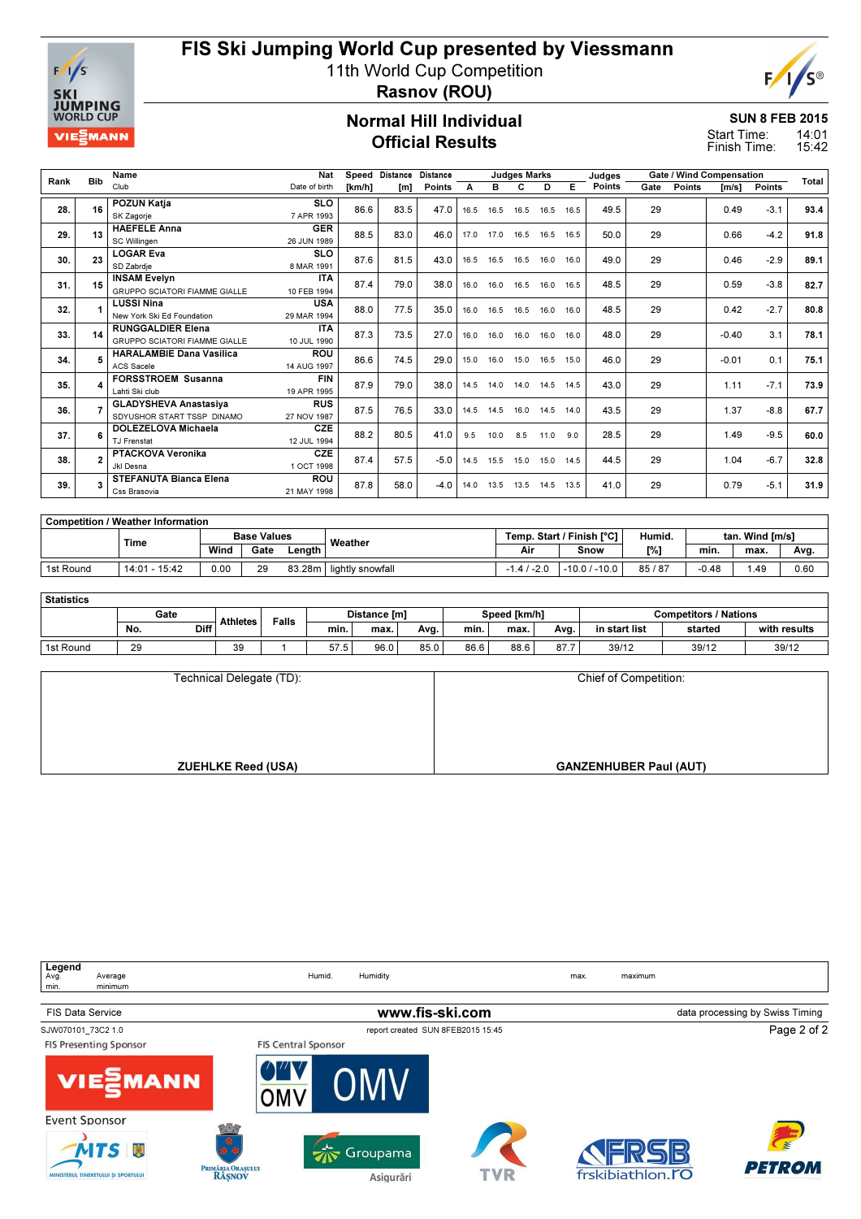# FIS Ski Jumping World Cup presented by Viessmann

11th World Cup Competition

Rasnov (ROU)

## Normal Hill Individual

## Official Results

SUN 8 FEB 2015

Start Time: 14:01

Finish Time: 15:42

| Rank | Bib | Name / Club | Nat / Date of birth | Speed [km/h] | Distance [m] | Distance Points | A | B | C | D | E | Judges Points | Gate | Gate Points | Wind [m/s] | Wind Points | Total |
|---|---|---|---|---|---|---|---|---|---|---|---|---|---|---|---|---|---|
| 28. | 16 | POZUN Katja / SK Zagorje | SLO / 7 APR 1993 | 86.6 | 83.5 | 47.0 | 16.5 | 16.5 | 16.5 | 16.5 | 16.5 | 49.5 | 29 | | 0.49 | -3.1 | 93.4 |
| 29. | 13 | HAEFELE Anna / SC Willingen | GER / 26 JUN 1989 | 88.5 | 83.0 | 46.0 | 17.0 | 17.0 | 16.5 | 16.5 | 16.5 | 50.0 | 29 | | 0.66 | -4.2 | 91.8 |
| 30. | 23 | LOGAR Eva / SD Zabrdje | SLO / 8 MAR 1991 | 87.6 | 81.5 | 43.0 | 16.5 | 16.5 | 16.5 | 16.0 | 16.0 | 49.0 | 29 | | 0.46 | -2.9 | 89.1 |
| 31. | 15 | INSAM Evelyn / GRUPPO SCIATORI FIAMME GIALLE | ITA / 10 FEB 1994 | 87.4 | 79.0 | 38.0 | 16.0 | 16.0 | 16.5 | 16.0 | 16.5 | 48.5 | 29 | | 0.59 | -3.8 | 82.7 |
| 32. | 1 | LUSSI Nina / New York Ski Ed Foundation | USA / 29 MAR 1994 | 88.0 | 77.5 | 35.0 | 16.0 | 16.5 | 16.5 | 16.0 | 16.0 | 48.5 | 29 | | 0.42 | -2.7 | 80.8 |
| 33. | 14 | RUNGGALDIER Elena / GRUPPO SCIATORI FIAMME GIALLE | ITA / 10 JUL 1990 | 87.3 | 73.5 | 27.0 | 16.0 | 16.0 | 16.0 | 16.0 | 16.0 | 48.0 | 29 | | -0.40 | 3.1 | 78.1 |
| 34. | 5 | HARALAMBIE Dana Vasilica / ACS Sacele | ROU / 14 AUG 1997 | 86.6 | 74.5 | 29.0 | 15.0 | 16.0 | 15.0 | 16.5 | 15.0 | 46.0 | 29 | | -0.01 | 0.1 | 75.1 |
| 35. | 4 | FORSSTROEM Susanna / Lahti Ski club | FIN / 19 APR 1995 | 87.9 | 79.0 | 38.0 | 14.5 | 14.0 | 14.0 | 14.5 | 14.5 | 43.0 | 29 | | 1.11 | -7.1 | 73.9 |
| 36. | 7 | GLADYSHEVA Anastasiya / SDYUSHOR START TSSP DINAMO | RUS / 27 NOV 1987 | 87.5 | 76.5 | 33.0 | 14.5 | 14.5 | 16.0 | 14.5 | 14.0 | 43.5 | 29 | | 1.37 | -8.8 | 67.7 |
| 37. | 6 | DOLEZELOVA Michaela / TJ Frenstat | CZE / 12 JUL 1994 | 88.2 | 80.5 | 41.0 | 9.5 | 10.0 | 8.5 | 11.0 | 9.0 | 28.5 | 29 | | 1.49 | -9.5 | 60.0 |
| 38. | 2 | PTACKOVA Veronika / Jkl Desna | CZE / 1 OCT 1998 | 87.4 | 57.5 | -5.0 | 14.5 | 15.5 | 15.0 | 15.0 | 14.5 | 44.5 | 29 | | 1.04 | -6.7 | 32.8 |
| 39. | 3 | STEFANUTA Bianca Elena / Css Brasovia | ROU / 21 MAY 1998 | 87.8 | 58.0 | -4.0 | 14.0 | 13.5 | 13.5 | 14.5 | 13.5 | 41.0 | 29 | | 0.79 | -5.1 | 31.9 |

### Competition / Weather Information

| | Time | Base Values | | | Weather | Temp. Start / Finish [°C] | | Humid. | tan. Wind [m/s] | | |
|---|---|---|---|---|---|---|---|---|---|---|---|
| | | Wind | Gate | Length | | Air | Snow | [%] | min. | max. | Avg. |
| 1st Round | 14:01 - 15:42 | 0.00 | 29 | 83.28m | lightly snowfall | -1.4 / -2.0 | -10.0 / -10.0 | 85 / 87 | -0.48 | 1.49 | 0.60 |

### Statistics

| | Gate | | Athletes | Falls | Distance [m] | | | Speed [km/h] | | | Competitors / Nations | | |
|---|---|---|---|---|---|---|---|---|---|---|---|---|---|
| | No. | Diff | | | min. | max. | Avg. | min. | max. | Avg. | in start list | started | with results |
| 1st Round | 29 | | 39 | 1 | 57.5 | 96.0 | 85.0 | 86.6 | 88.6 | 87.7 | 39/12 | 39/12 | 39/12 |

| Technical Delegate (TD): | Chief of Competition: |
|---|---|
| ZUEHLKE Reed (USA) | GANZENHUBER Paul (AUT) |

**Legend**

Avg. Average · min. minimum · Humid. Humidity · max. maximum

FIS Data Service · www.fis-ski.com · data processing by Swiss Timing

SJW070101_73C2 1.0 · report created SUN 8FEB2015 15:45

FIS Presenting Sponsor · FIS Central Sponsor · Event Sponsor